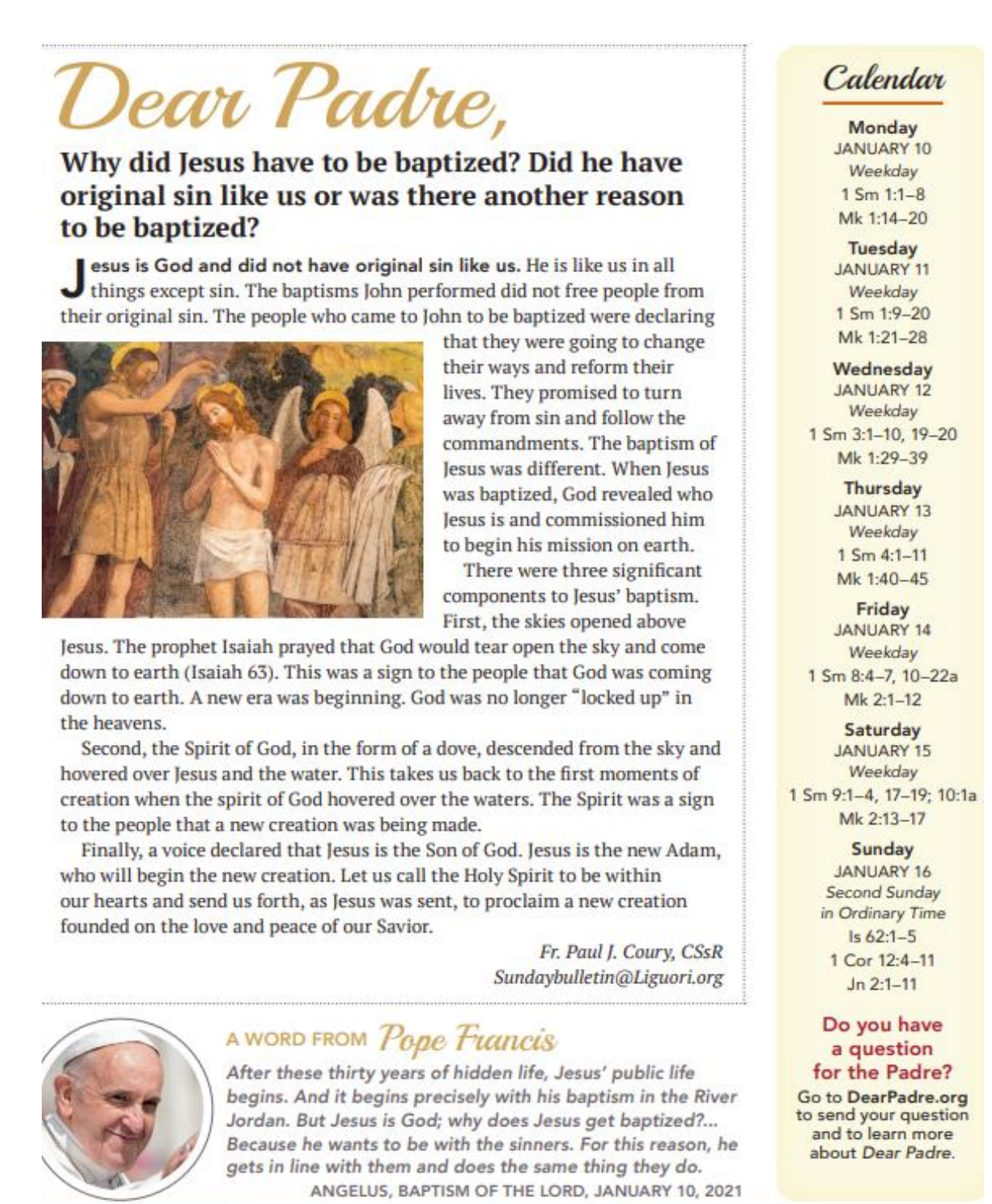# Dear Padre,

## Why did Jesus have to be baptized? Did he have original sin like us or was there another reason to be baptized?

**Jesus is God and did not have original sin like us.** He is like us in all things except sin. The baptisms John performed did not free people from their original sin. The people who came to John to be baptized were declaring that they were going to change their ways and reform their lives. They promised to turn away from sin and follow the commandments. The baptism of Jesus was different. When Jesus was baptized, God revealed who Jesus is and commissioned him to begin his mission on earth.

There were three significant components to Jesus' baptism. First, the skies opened above Jesus. The prophet Isaiah prayed that God would tear open the sky and come down to earth (Isaiah 63). This was a sign to the people that God was coming down to earth. A new era was beginning. God was no longer "locked up" in the heavens.

Second, the Spirit of God, in the form of a dove, descended from the sky and hovered over Jesus and the water. This takes us back to the first moments of creation when the spirit of God hovered over the waters. The Spirit was a sign to the people that a new creation was being made.

Finally, a voice declared that Jesus is the Son of God. Jesus is the new Adam, who will begin the new creation. Let us call the Holy Spirit to be within our hearts and send us forth, as Jesus was sent, to proclaim a new creation founded on the love and peace of our Savior.

*Fr. Paul J. Coury, CSsR*
*Sundaybulletin@Liguori.org*

---

### A WORD FROM *Pope Francis*

*After these thirty years of hidden life, Jesus' public life begins. And it begins precisely with his baptism in the River Jordan. But Jesus is God; why does Jesus get baptized?... Because he wants to be with the sinners. For this reason, he gets in line with them and does the same thing they do.*

ANGELUS, BAPTISM OF THE LORD, JANUARY 10, 2021

---

## *Calendar*

**Monday**
JANUARY 10
*Weekday*
1 Sm 1:1–8
Mk 1:14–20

**Tuesday**
JANUARY 11
*Weekday*
1 Sm 1:9–20
Mk 1:21–28

**Wednesday**
JANUARY 12
*Weekday*
1 Sm 3:1–10, 19–20
Mk 1:29–39

**Thursday**
JANUARY 13
*Weekday*
1 Sm 4:1–11
Mk 1:40–45

**Friday**
JANUARY 14
*Weekday*
1 Sm 8:4–7, 10–22a
Mk 2:1–12

**Saturday**
JANUARY 15
*Weekday*
1 Sm 9:1–4, 17–19; 10:1a
Mk 2:13–17

**Sunday**
JANUARY 16
*Second Sunday in Ordinary Time*
Is 62:1–5
1 Cor 12:4–11
Jn 2:1–11

**Do you have a question for the Padre?**

Go to **DearPadre.org** to send your question and to learn more about *Dear Padre*.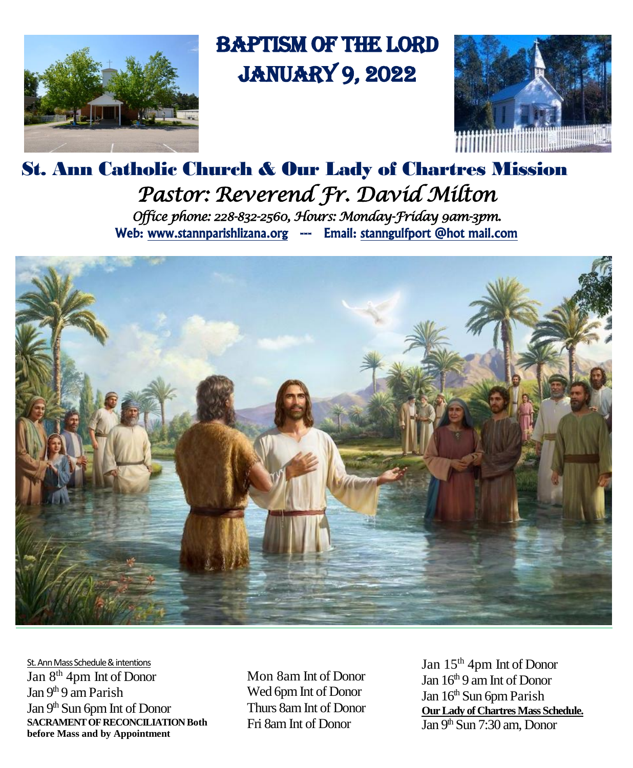# Baptism of the Lord
# January 9, 2022

## St. Ann Catholic Church & Our Lady of Chartres Mission

### *Pastor: Reverend Fr. David Milton*

*Office phone: 228-832-2560, Hours: Monday-Friday 9am-3pm.*

**Web: www.stannparishlizana.org --- Email: stanngulfport @hot mail.com**

St. Ann Mass Schedule & intentions

Jan 8th 4pm Int of Donor
Jan 9th 9 am Parish
Jan 9th Sun 6pm Int of Donor

**SACRAMENT OF RECONCILIATION Both before Mass and by Appointment**

Mon 8am Int of Donor
Wed 6pm Int of Donor
Thurs 8am Int of Donor
Fri 8am Int of Donor

Jan 15th 4pm Int of Donor
Jan 16th 9 am Int of Donor
Jan 16th Sun 6pm Parish

**Our Lady of Chartres Mass Schedule.**

Jan 9th Sun 7:30 am, Donor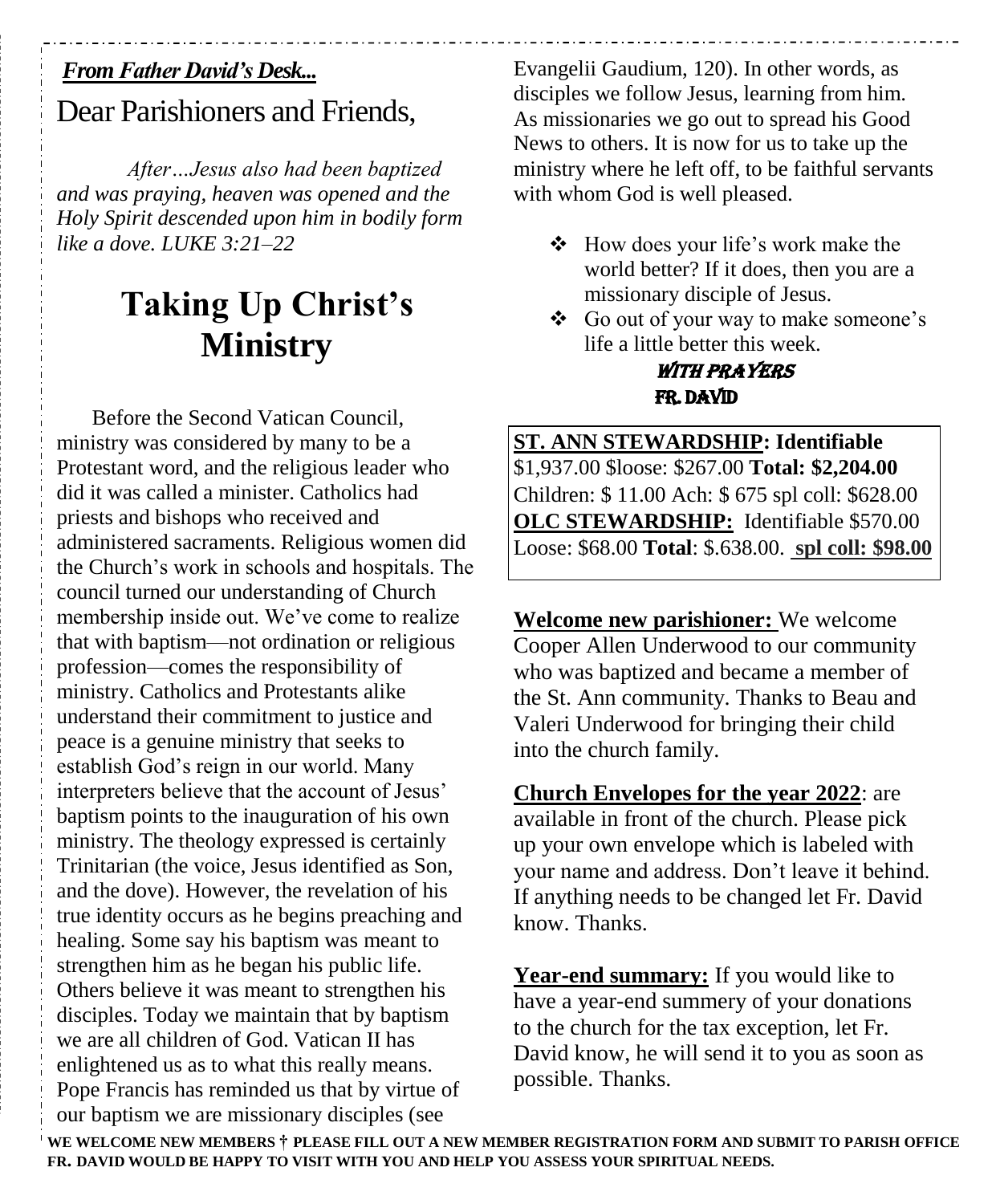***From Father David's Desk...***

## Dear Parishioners and Friends,

*After…Jesus also had been baptized and was praying, heaven was opened and the Holy Spirit descended upon him in bodily form like a dove. LUKE 3:21–22*

# Taking Up Christ's Ministry

Before the Second Vatican Council, ministry was considered by many to be a Protestant word, and the religious leader who did it was called a minister. Catholics had priests and bishops who received and administered sacraments. Religious women did the Church's work in schools and hospitals. The council turned our understanding of Church membership inside out. We've come to realize that with baptism—not ordination or religious profession—comes the responsibility of ministry. Catholics and Protestants alike understand their commitment to justice and peace is a genuine ministry that seeks to establish God's reign in our world. Many interpreters believe that the account of Jesus' baptism points to the inauguration of his own ministry. The theology expressed is certainly Trinitarian (the voice, Jesus identified as Son, and the dove). However, the revelation of his true identity occurs as he begins preaching and healing. Some say his baptism was meant to strengthen him as he began his public life. Others believe it was meant to strengthen his disciples. Today we maintain that by baptism we are all children of God. Vatican II has enlightened us as to what this really means. Pope Francis has reminded us that by virtue of our baptism we are missionary disciples (see Evangelii Gaudium, 120). In other words, as disciples we follow Jesus, learning from him. As missionaries we go out to spread his Good News to others. It is now for us to take up the ministry where he left off, to be faithful servants with whom God is well pleased.

- How does your life's work make the world better? If it does, then you are a missionary disciple of Jesus.
- Go out of your way to make someone's life a little better this week.

**WITH PRAYERS**
**FR. DAVID**

**ST. ANN STEWARDSHIP: Identifiable** $1,937.00 $loose: $267.00 **Total: $2,204.00**
Children: $ 11.00 Ach: $ 675 spl coll: $628.00
**OLC STEWARDSHIP:** Identifiable $570.00
Loose: $68.00 **Total**: $.638.00. **spl coll: $98.00**

**Welcome new parishioner:** We welcome Cooper Allen Underwood to our community who was baptized and became a member of the St. Ann community. Thanks to Beau and Valeri Underwood for bringing their child into the church family.

**Church Envelopes for the year 2022**: are available in front of the church. Please pick up your own envelope which is labeled with your name and address. Don't leave it behind. If anything needs to be changed let Fr. David know. Thanks.

**Year-end summary:** If you would like to have a year-end summery of your donations to the church for the tax exception, let Fr. David know, he will send it to you as soon as possible. Thanks.

**WE WELCOME NEW MEMBERS † PLEASE FILL OUT A NEW MEMBER REGISTRATION FORM AND SUBMIT TO PARISH OFFICE FR. DAVID WOULD BE HAPPY TO VISIT WITH YOU AND HELP YOU ASSESS YOUR SPIRITUAL NEEDS.**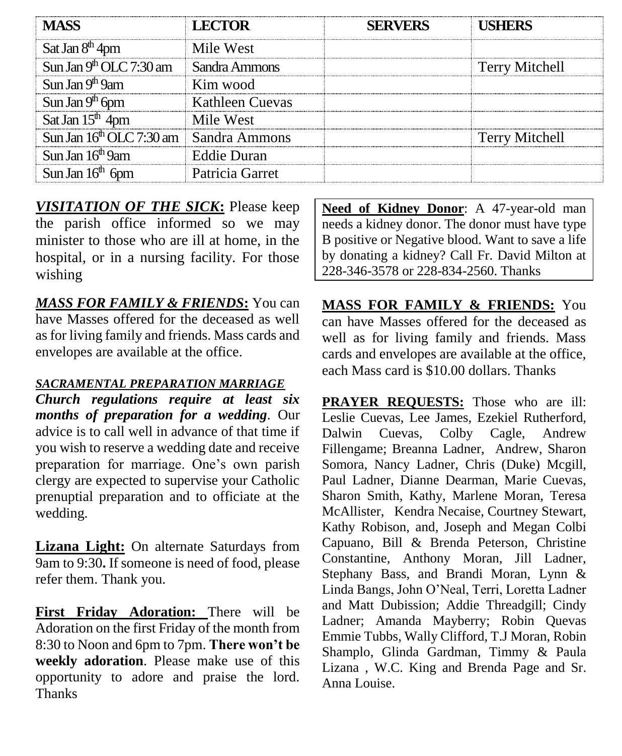| MASS | LECTOR | SERVERS | USHERS |
|---|---|---|---|
| Sat Jan 8th 4pm | Mile West | | |
| Sun Jan 9th OLC 7:30 am | Sandra Ammons | | Terry Mitchell |
| Sun Jan 9th 9am | Kim wood | | |
| Sun Jan 9th 6pm | Kathleen Cuevas | | |
| Sat Jan 15th 4pm | Mile West | | |
| Sun Jan 16th OLC 7:30 am | Sandra Ammons | | Terry Mitchell |
| Sun Jan 16th 9am | Eddie Duran | | |
| Sun Jan 16th 6pm | Patricia Garret | | |

***VISITATION OF THE SICK*:** Please keep the parish office informed so we may minister to those who are ill at home, in the hospital, or in a nursing facility. For those wishing

***MASS FOR FAMILY & FRIENDS*:** You can have Masses offered for the deceased as well as for living family and friends. Mass cards and envelopes are available at the office.

***SACRAMENTAL PREPARATION MARRIAGE***

***Church regulations require at least six months of preparation for a wedding***. Our advice is to call well in advance of that time if you wish to reserve a wedding date and receive preparation for marriage. One's own parish clergy are expected to supervise your Catholic prenuptial preparation and to officiate at the wedding.

**Lizana Light:** On alternate Saturdays from 9am to 9:30**.** If someone is need of food, please refer them. Thank you.

**First Friday Adoration:** There will be Adoration on the first Friday of the month from 8:30 to Noon and 6pm to 7pm. **There won't be weekly adoration**. Please make use of this opportunity to adore and praise the lord. Thanks

**Need of Kidney Donor**: A 47-year-old man needs a kidney donor. The donor must have type B positive or Negative blood. Want to save a life by donating a kidney? Call Fr. David Milton at 228-346-3578 or 228-834-2560. Thanks

**MASS FOR FAMILY & FRIENDS:** You can have Masses offered for the deceased as well as for living family and friends. Mass cards and envelopes are available at the office, each Mass card is $10.00 dollars. Thanks

**PRAYER REQUESTS:** Those who are ill: Leslie Cuevas, Lee James, Ezekiel Rutherford, Dalwin Cuevas, Colby Cagle, Andrew Fillengame; Breanna Ladner, Andrew, Sharon Somora, Nancy Ladner, Chris (Duke) Mcgill, Paul Ladner, Dianne Dearman, Marie Cuevas, Sharon Smith, Kathy, Marlene Moran, Teresa McAllister, Kendra Necaise, Courtney Stewart, Kathy Robison, and, Joseph and Megan Colbi Capuano, Bill & Brenda Peterson, Christine Constantine, Anthony Moran, Jill Ladner, Stephany Bass, and Brandi Moran, Lynn & Linda Bangs, John O'Neal, Terri, Loretta Ladner and Matt Dubission; Addie Threadgill; Cindy Ladner; Amanda Mayberry; Robin Quevas Emmie Tubbs, Wally Clifford, T.J Moran, Robin Shamplo, Glinda Gardman, Timmy & Paula Lizana , W.C. King and Brenda Page and Sr. Anna Louise.